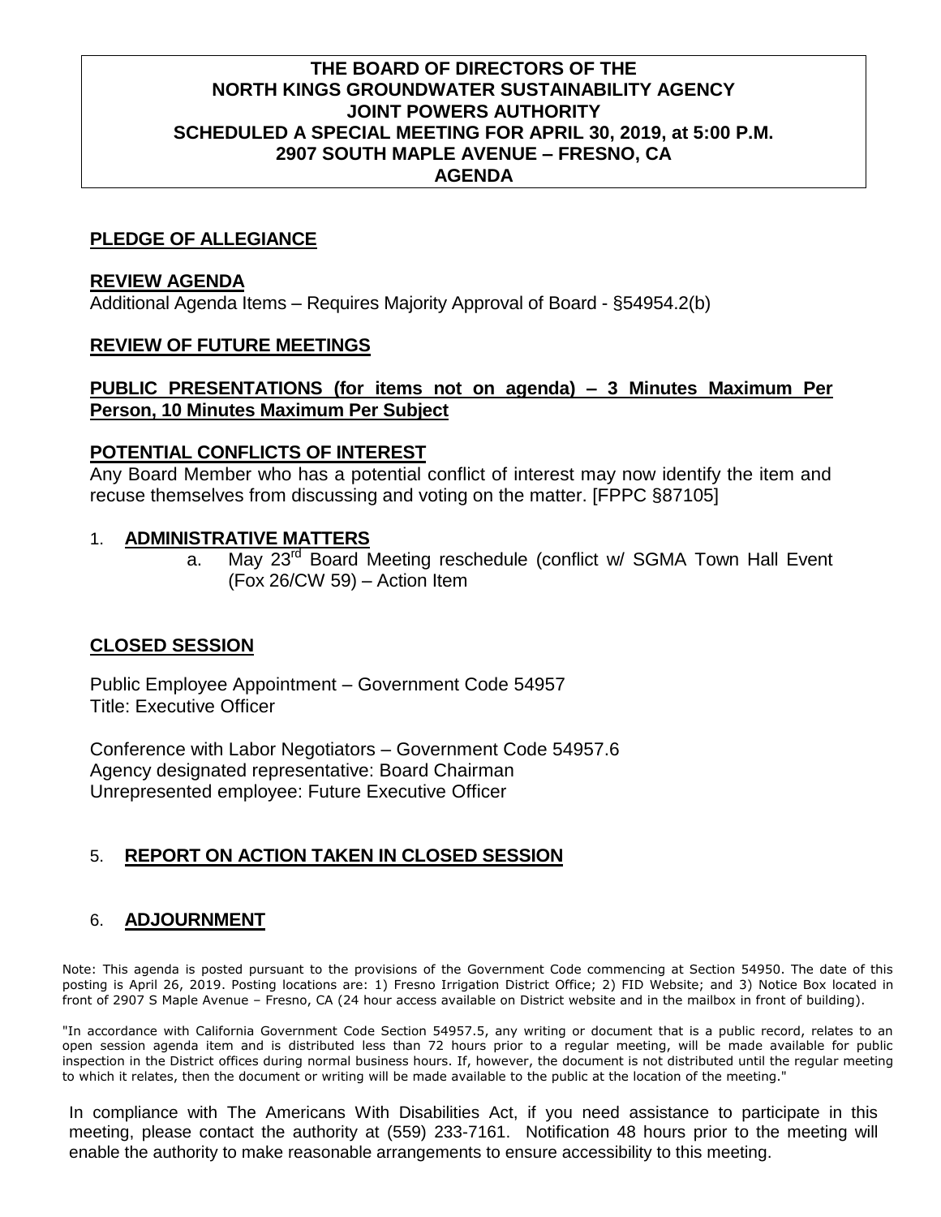**THE BOARD OF DIRECTORS OF THE**
**NORTH KINGS GROUNDWATER SUSTAINABILITY AGENCY**
**JOINT POWERS AUTHORITY**
**SCHEDULED A SPECIAL MEETING FOR APRIL 30, 2019, at 5:00 P.M.**
**2907 SOUTH MAPLE AVENUE – FRESNO, CA**
**AGENDA**

## PLEDGE OF ALLEGIANCE

## REVIEW AGENDA

Additional Agenda Items – Requires Majority Approval of Board - §54954.2(b)

## REVIEW OF FUTURE MEETINGS

## PUBLIC PRESENTATIONS (for items not on agenda) – 3 Minutes Maximum Per Person, 10 Minutes Maximum Per Subject

## POTENTIAL CONFLICTS OF INTEREST

Any Board Member who has a potential conflict of interest may now identify the item and recuse themselves from discussing and voting on the matter. [FPPC §87105]

1. **ADMINISTRATIVE MATTERS**
   a. May 23rd Board Meeting reschedule (conflict w/ SGMA Town Hall Event (Fox 26/CW 59) – Action Item

## CLOSED SESSION

Public Employee Appointment – Government Code 54957
Title: Executive Officer

Conference with Labor Negotiators – Government Code 54957.6
Agency designated representative: Board Chairman
Unrepresented employee: Future Executive Officer

5. **REPORT ON ACTION TAKEN IN CLOSED SESSION**

6. **ADJOURNMENT**

Note: This agenda is posted pursuant to the provisions of the Government Code commencing at Section 54950. The date of this posting is April 26, 2019. Posting locations are: 1) Fresno Irrigation District Office; 2) FID Website; and 3) Notice Box located in front of 2907 S Maple Avenue – Fresno, CA (24 hour access available on District website and in the mailbox in front of building).

"In accordance with California Government Code Section 54957.5, any writing or document that is a public record, relates to an open session agenda item and is distributed less than 72 hours prior to a regular meeting, will be made available for public inspection in the District offices during normal business hours. If, however, the document is not distributed until the regular meeting to which it relates, then the document or writing will be made available to the public at the location of the meeting."

In compliance with The Americans With Disabilities Act, if you need assistance to participate in this meeting, please contact the authority at (559) 233-7161. Notification 48 hours prior to the meeting will enable the authority to make reasonable arrangements to ensure accessibility to this meeting.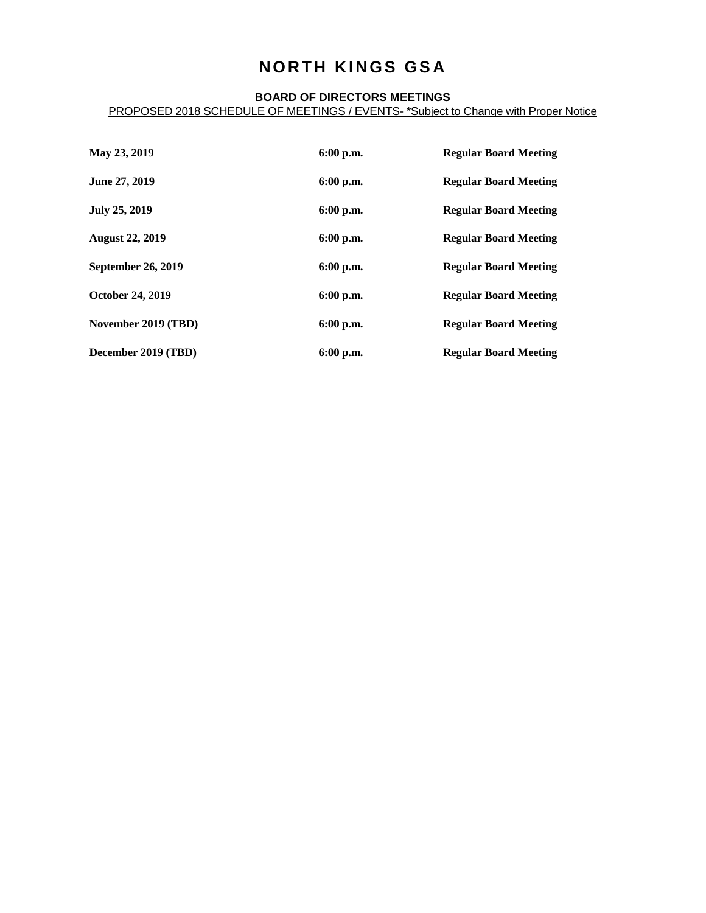# NORTH KINGS GSA

**BOARD OF DIRECTORS MEETINGS**

PROPOSED 2018 SCHEDULE OF MEETINGS / EVENTS- *Subject to Change with Proper Notice

| | | |
|---|---|---|
| **May 23, 2019** | **6:00 p.m.** | **Regular Board Meeting** |
| **June 27, 2019** | **6:00 p.m.** | **Regular Board Meeting** |
| **July 25, 2019** | **6:00 p.m.** | **Regular Board Meeting** |
| **August 22, 2019** | **6:00 p.m.** | **Regular Board Meeting** |
| **September 26, 2019** | **6:00 p.m.** | **Regular Board Meeting** |
| **October 24, 2019** | **6:00 p.m.** | **Regular Board Meeting** |
| **November 2019 (TBD)** | **6:00 p.m.** | **Regular Board Meeting** |
| **December 2019 (TBD)** | **6:00 p.m.** | **Regular Board Meeting** |